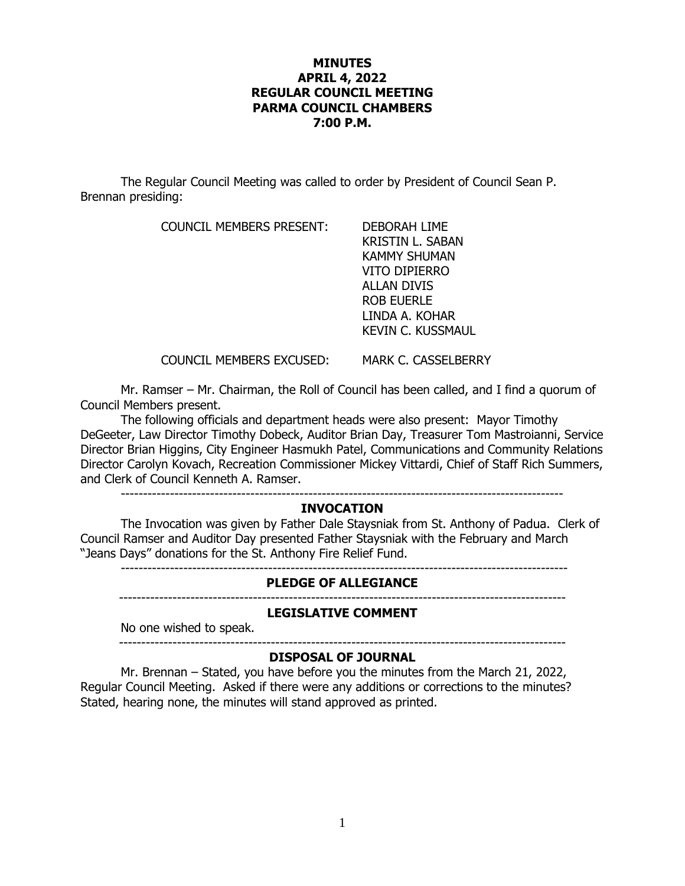# MINUTES
# APRIL 4, 2022
# REGULAR COUNCIL MEETING
# PARMA COUNCIL CHAMBERS
# 7:00 P.M.

The Regular Council Meeting was called to order by President of Council Sean P. Brennan presiding:

COUNCIL MEMBERS PRESENT:
- DEBORAH LIME
- KRISTIN L. SABAN
- KAMMY SHUMAN
- VITO DIPIERRO
- ALLAN DIVIS
- ROB EUERLE
- LINDA A. KOHAR
- KEVIN C. KUSSMAUL

COUNCIL MEMBERS EXCUSED: MARK C. CASSELBERRY

Mr. Ramser – Mr. Chairman, the Roll of Council has been called, and I find a quorum of Council Members present.

The following officials and department heads were also present: Mayor Timothy DeGeeter, Law Director Timothy Dobeck, Auditor Brian Day, Treasurer Tom Mastroianni, Service Director Brian Higgins, City Engineer Hasmukh Patel, Communications and Community Relations Director Carolyn Kovach, Recreation Commissioner Mickey Vittardi, Chief of Staff Rich Summers, and Clerk of Council Kenneth A. Ramser.

---

## INVOCATION

The Invocation was given by Father Dale Staysniak from St. Anthony of Padua. Clerk of Council Ramser and Auditor Day presented Father Staysniak with the February and March "Jeans Days" donations for the St. Anthony Fire Relief Fund.

---

## PLEDGE OF ALLEGIANCE

---

## LEGISLATIVE COMMENT

No one wished to speak.

---

## DISPOSAL OF JOURNAL

Mr. Brennan – Stated, you have before you the minutes from the March 21, 2022, Regular Council Meeting. Asked if there were any additions or corrections to the minutes? Stated, hearing none, the minutes will stand approved as printed.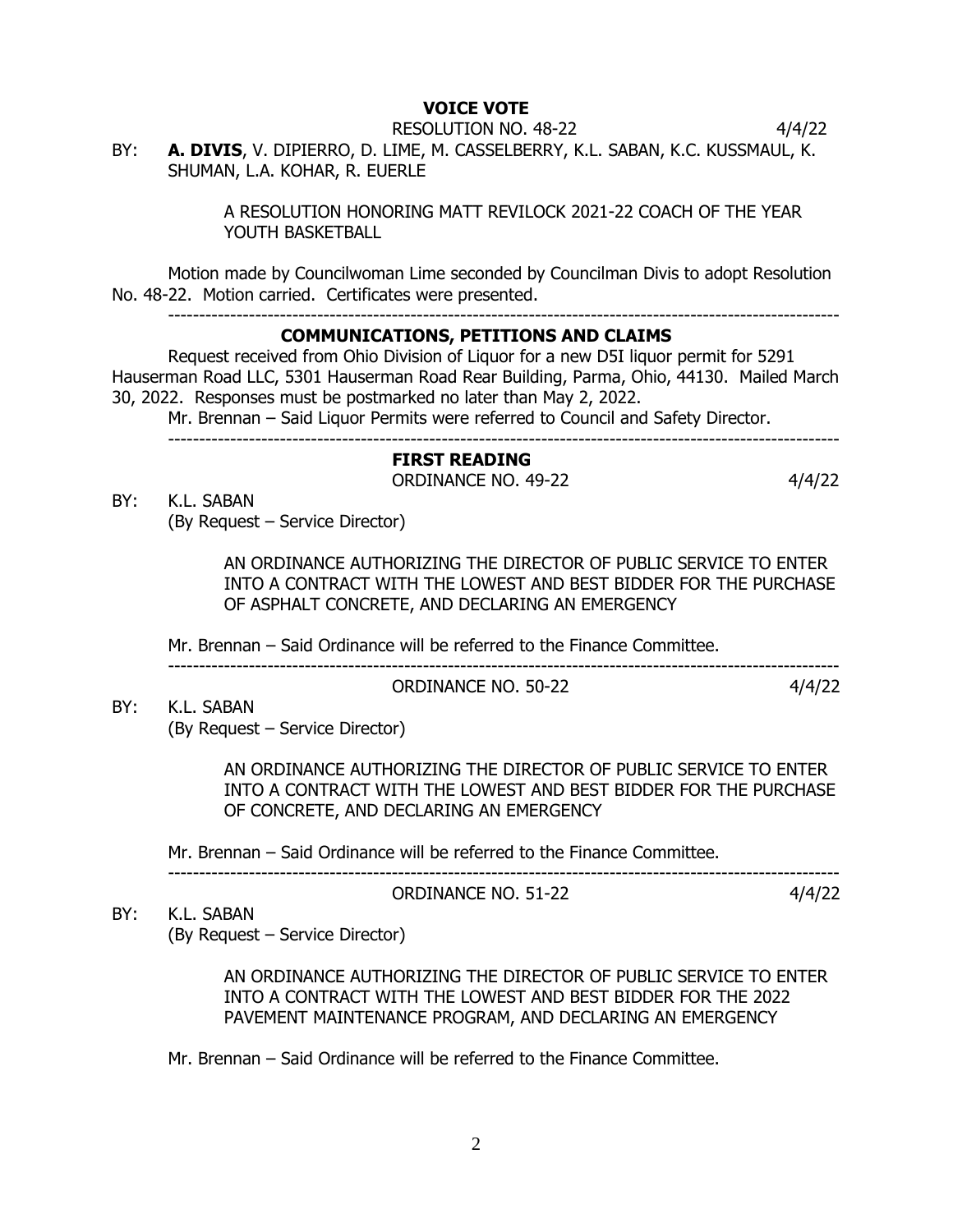**VOICE VOTE**

RESOLUTION NO. 48-22 4/4/22

BY: **A. DIVIS**, V. DIPIERRO, D. LIME, M. CASSELBERRY, K.L. SABAN, K.C. KUSSMAUL, K. SHUMAN, L.A. KOHAR, R. EUERLE

A RESOLUTION HONORING MATT REVILOCK 2021-22 COACH OF THE YEAR YOUTH BASKETBALL

Motion made by Councilwoman Lime seconded by Councilman Divis to adopt Resolution No. 48-22. Motion carried. Certificates were presented.

---

**COMMUNICATIONS, PETITIONS AND CLAIMS**

Request received from Ohio Division of Liquor for a new D5I liquor permit for 5291 Hauserman Road LLC, 5301 Hauserman Road Rear Building, Parma, Ohio, 44130. Mailed March 30, 2022. Responses must be postmarked no later than May 2, 2022.

Mr. Brennan – Said Liquor Permits were referred to Council and Safety Director.

---

**FIRST READING**

ORDINANCE NO. 49-22 4/4/22

BY: K.L. SABAN
(By Request – Service Director)

AN ORDINANCE AUTHORIZING THE DIRECTOR OF PUBLIC SERVICE TO ENTER INTO A CONTRACT WITH THE LOWEST AND BEST BIDDER FOR THE PURCHASE OF ASPHALT CONCRETE, AND DECLARING AN EMERGENCY

Mr. Brennan – Said Ordinance will be referred to the Finance Committee.

---

ORDINANCE NO. 50-22 4/4/22

BY: K.L. SABAN
(By Request – Service Director)

AN ORDINANCE AUTHORIZING THE DIRECTOR OF PUBLIC SERVICE TO ENTER INTO A CONTRACT WITH THE LOWEST AND BEST BIDDER FOR THE PURCHASE OF CONCRETE, AND DECLARING AN EMERGENCY

Mr. Brennan – Said Ordinance will be referred to the Finance Committee.

---

ORDINANCE NO. 51-22 4/4/22

BY: K.L. SABAN
(By Request – Service Director)

AN ORDINANCE AUTHORIZING THE DIRECTOR OF PUBLIC SERVICE TO ENTER INTO A CONTRACT WITH THE LOWEST AND BEST BIDDER FOR THE 2022 PAVEMENT MAINTENANCE PROGRAM, AND DECLARING AN EMERGENCY

Mr. Brennan – Said Ordinance will be referred to the Finance Committee.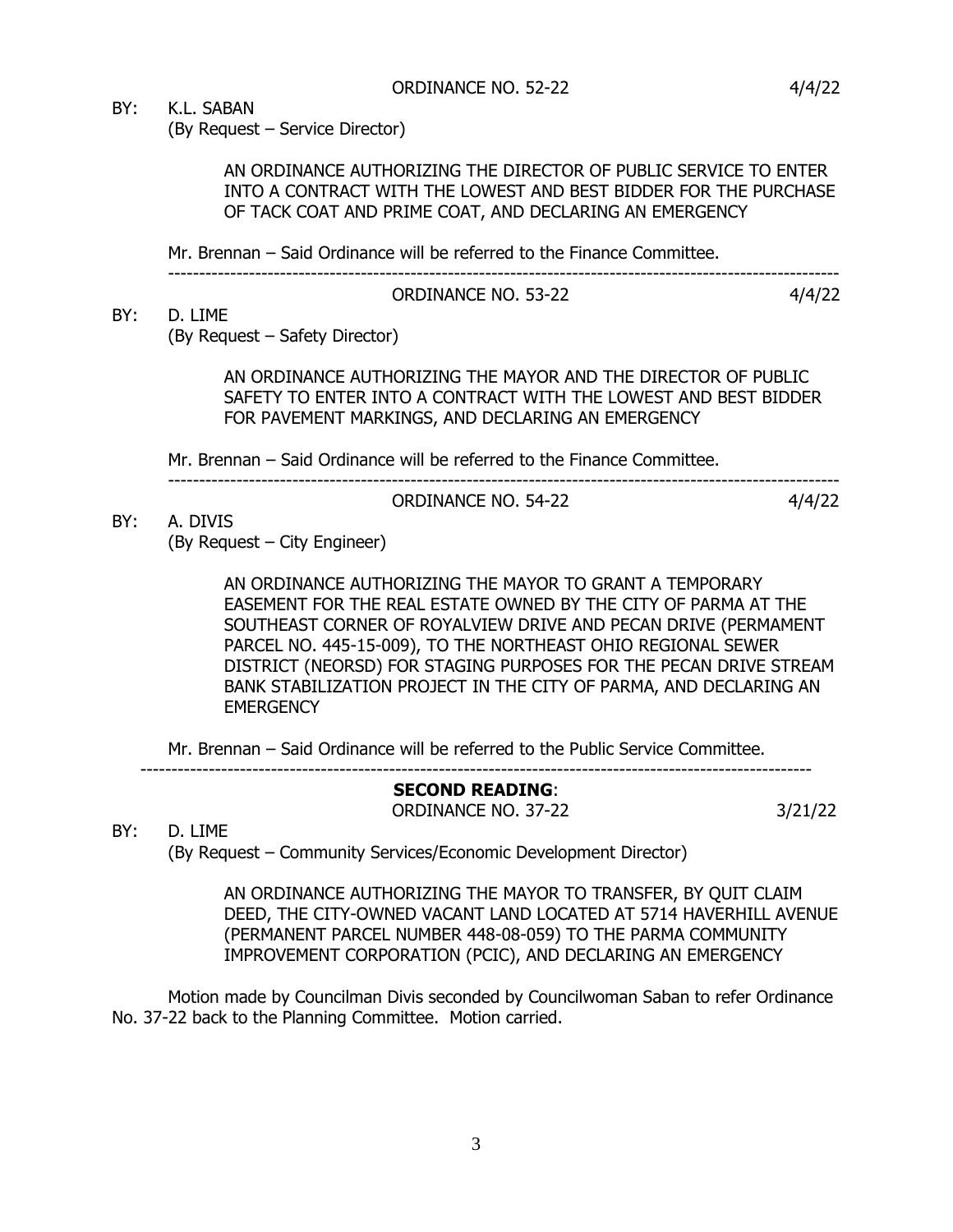ORDINANCE NO. 52-22 4/4/22

BY: K.L. SABAN
(By Request – Service Director)

AN ORDINANCE AUTHORIZING THE DIRECTOR OF PUBLIC SERVICE TO ENTER INTO A CONTRACT WITH THE LOWEST AND BEST BIDDER FOR THE PURCHASE OF TACK COAT AND PRIME COAT, AND DECLARING AN EMERGENCY

Mr. Brennan – Said Ordinance will be referred to the Finance Committee.

---

ORDINANCE NO. 53-22 4/4/22

BY: D. LIME
(By Request – Safety Director)

AN ORDINANCE AUTHORIZING THE MAYOR AND THE DIRECTOR OF PUBLIC SAFETY TO ENTER INTO A CONTRACT WITH THE LOWEST AND BEST BIDDER FOR PAVEMENT MARKINGS, AND DECLARING AN EMERGENCY

Mr. Brennan – Said Ordinance will be referred to the Finance Committee.

---

ORDINANCE NO. 54-22 4/4/22

BY: A. DIVIS
(By Request – City Engineer)

AN ORDINANCE AUTHORIZING THE MAYOR TO GRANT A TEMPORARY EASEMENT FOR THE REAL ESTATE OWNED BY THE CITY OF PARMA AT THE SOUTHEAST CORNER OF ROYALVIEW DRIVE AND PECAN DRIVE (PERMAMENT PARCEL NO. 445-15-009), TO THE NORTHEAST OHIO REGIONAL SEWER DISTRICT (NEORSD) FOR STAGING PURPOSES FOR THE PECAN DRIVE STREAM BANK STABILIZATION PROJECT IN THE CITY OF PARMA, AND DECLARING AN EMERGENCY

Mr. Brennan – Said Ordinance will be referred to the Public Service Committee.

---

**SECOND READING**:

ORDINANCE NO. 37-22 3/21/22

BY: D. LIME
(By Request – Community Services/Economic Development Director)

AN ORDINANCE AUTHORIZING THE MAYOR TO TRANSFER, BY QUIT CLAIM DEED, THE CITY-OWNED VACANT LAND LOCATED AT 5714 HAVERHILL AVENUE (PERMANENT PARCEL NUMBER 448-08-059) TO THE PARMA COMMUNITY IMPROVEMENT CORPORATION (PCIC), AND DECLARING AN EMERGENCY

Motion made by Councilman Divis seconded by Councilwoman Saban to refer Ordinance No. 37-22 back to the Planning Committee. Motion carried.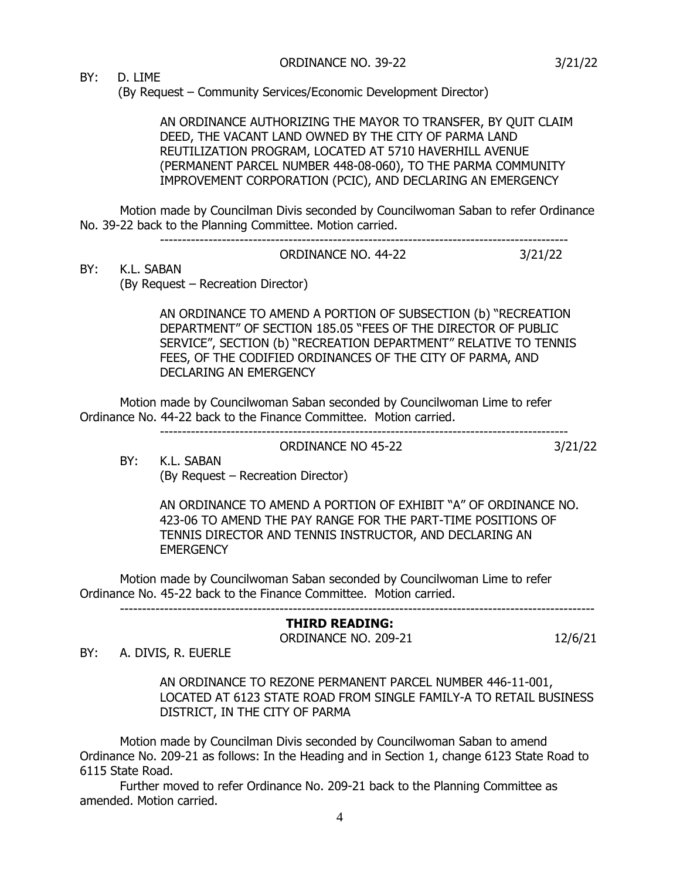ORDINANCE NO. 39-22 3/21/22

BY: D. LIME
(By Request – Community Services/Economic Development Director)

AN ORDINANCE AUTHORIZING THE MAYOR TO TRANSFER, BY QUIT CLAIM DEED, THE VACANT LAND OWNED BY THE CITY OF PARMA LAND REUTILIZATION PROGRAM, LOCATED AT 5710 HAVERHILL AVENUE (PERMANENT PARCEL NUMBER 448-08-060), TO THE PARMA COMMUNITY IMPROVEMENT CORPORATION (PCIC), AND DECLARING AN EMERGENCY

Motion made by Councilman Divis seconded by Councilwoman Saban to refer Ordinance No. 39-22 back to the Planning Committee. Motion carried.

---

ORDINANCE NO. 44-22 3/21/22

BY: K.L. SABAN
(By Request – Recreation Director)

AN ORDINANCE TO AMEND A PORTION OF SUBSECTION (b) "RECREATION DEPARTMENT" OF SECTION 185.05 "FEES OF THE DIRECTOR OF PUBLIC SERVICE", SECTION (b) "RECREATION DEPARTMENT" RELATIVE TO TENNIS FEES, OF THE CODIFIED ORDINANCES OF THE CITY OF PARMA, AND DECLARING AN EMERGENCY

Motion made by Councilwoman Saban seconded by Councilwoman Lime to refer Ordinance No. 44-22 back to the Finance Committee. Motion carried.

---

ORDINANCE NO 45-22 3/21/22

BY: K.L. SABAN
(By Request – Recreation Director)

AN ORDINANCE TO AMEND A PORTION OF EXHIBIT "A" OF ORDINANCE NO. 423-06 TO AMEND THE PAY RANGE FOR THE PART-TIME POSITIONS OF TENNIS DIRECTOR AND TENNIS INSTRUCTOR, AND DECLARING AN EMERGENCY

Motion made by Councilwoman Saban seconded by Councilwoman Lime to refer Ordinance No. 45-22 back to the Finance Committee. Motion carried.

---

**THIRD READING:**

ORDINANCE NO. 209-21 12/6/21

BY: A. DIVIS, R. EUERLE

AN ORDINANCE TO REZONE PERMANENT PARCEL NUMBER 446-11-001, LOCATED AT 6123 STATE ROAD FROM SINGLE FAMILY-A TO RETAIL BUSINESS DISTRICT, IN THE CITY OF PARMA

Motion made by Councilman Divis seconded by Councilwoman Saban to amend Ordinance No. 209-21 as follows: In the Heading and in Section 1, change 6123 State Road to 6115 State Road.

Further moved to refer Ordinance No. 209-21 back to the Planning Committee as amended. Motion carried.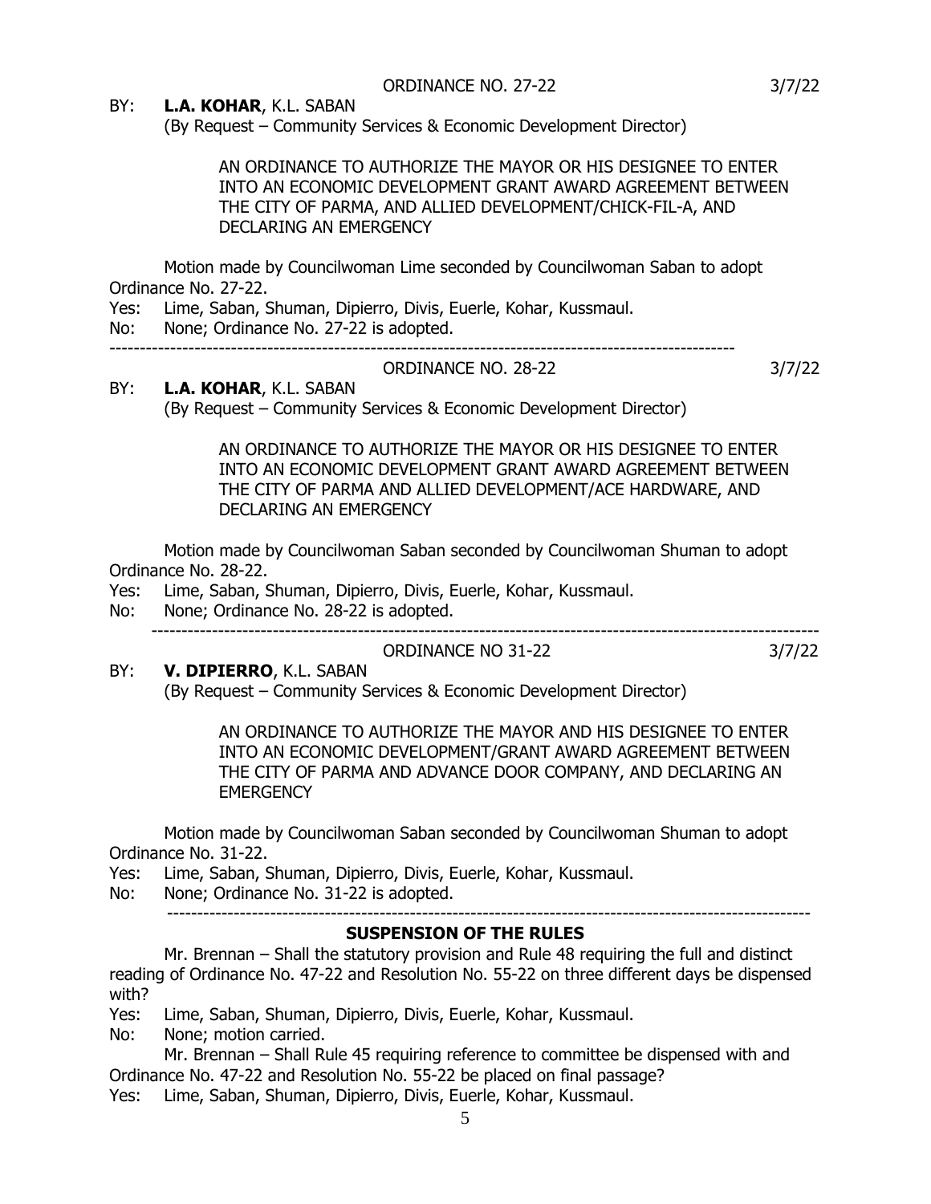ORDINANCE NO. 27-22 3/7/22

BY: **L.A. KOHAR**, K.L. SABAN
(By Request – Community Services & Economic Development Director)

AN ORDINANCE TO AUTHORIZE THE MAYOR OR HIS DESIGNEE TO ENTER INTO AN ECONOMIC DEVELOPMENT GRANT AWARD AGREEMENT BETWEEN THE CITY OF PARMA, AND ALLIED DEVELOPMENT/CHICK-FIL-A, AND DECLARING AN EMERGENCY

Motion made by Councilwoman Lime seconded by Councilwoman Saban to adopt Ordinance No. 27-22.

Yes: Lime, Saban, Shuman, Dipierro, Divis, Euerle, Kohar, Kussmaul.
No: None; Ordinance No. 27-22 is adopted.

---

ORDINANCE NO. 28-22 3/7/22

BY: **L.A. KOHAR**, K.L. SABAN
(By Request – Community Services & Economic Development Director)

AN ORDINANCE TO AUTHORIZE THE MAYOR OR HIS DESIGNEE TO ENTER INTO AN ECONOMIC DEVELOPMENT GRANT AWARD AGREEMENT BETWEEN THE CITY OF PARMA AND ALLIED DEVELOPMENT/ACE HARDWARE, AND DECLARING AN EMERGENCY

Motion made by Councilwoman Saban seconded by Councilwoman Shuman to adopt Ordinance No. 28-22.

Yes: Lime, Saban, Shuman, Dipierro, Divis, Euerle, Kohar, Kussmaul.
No: None; Ordinance No. 28-22 is adopted.

---

ORDINANCE NO 31-22 3/7/22

BY: **V. DIPIERRO**, K.L. SABAN
(By Request – Community Services & Economic Development Director)

AN ORDINANCE TO AUTHORIZE THE MAYOR AND HIS DESIGNEE TO ENTER INTO AN ECONOMIC DEVELOPMENT/GRANT AWARD AGREEMENT BETWEEN THE CITY OF PARMA AND ADVANCE DOOR COMPANY, AND DECLARING AN EMERGENCY

Motion made by Councilwoman Saban seconded by Councilwoman Shuman to adopt Ordinance No. 31-22.

Yes: Lime, Saban, Shuman, Dipierro, Divis, Euerle, Kohar, Kussmaul.
No: None; Ordinance No. 31-22 is adopted.

---

## SUSPENSION OF THE RULES

Mr. Brennan – Shall the statutory provision and Rule 48 requiring the full and distinct reading of Ordinance No. 47-22 and Resolution No. 55-22 on three different days be dispensed with?

Yes: Lime, Saban, Shuman, Dipierro, Divis, Euerle, Kohar, Kussmaul.
No: None; motion carried.

Mr. Brennan – Shall Rule 45 requiring reference to committee be dispensed with and Ordinance No. 47-22 and Resolution No. 55-22 be placed on final passage?

Yes: Lime, Saban, Shuman, Dipierro, Divis, Euerle, Kohar, Kussmaul.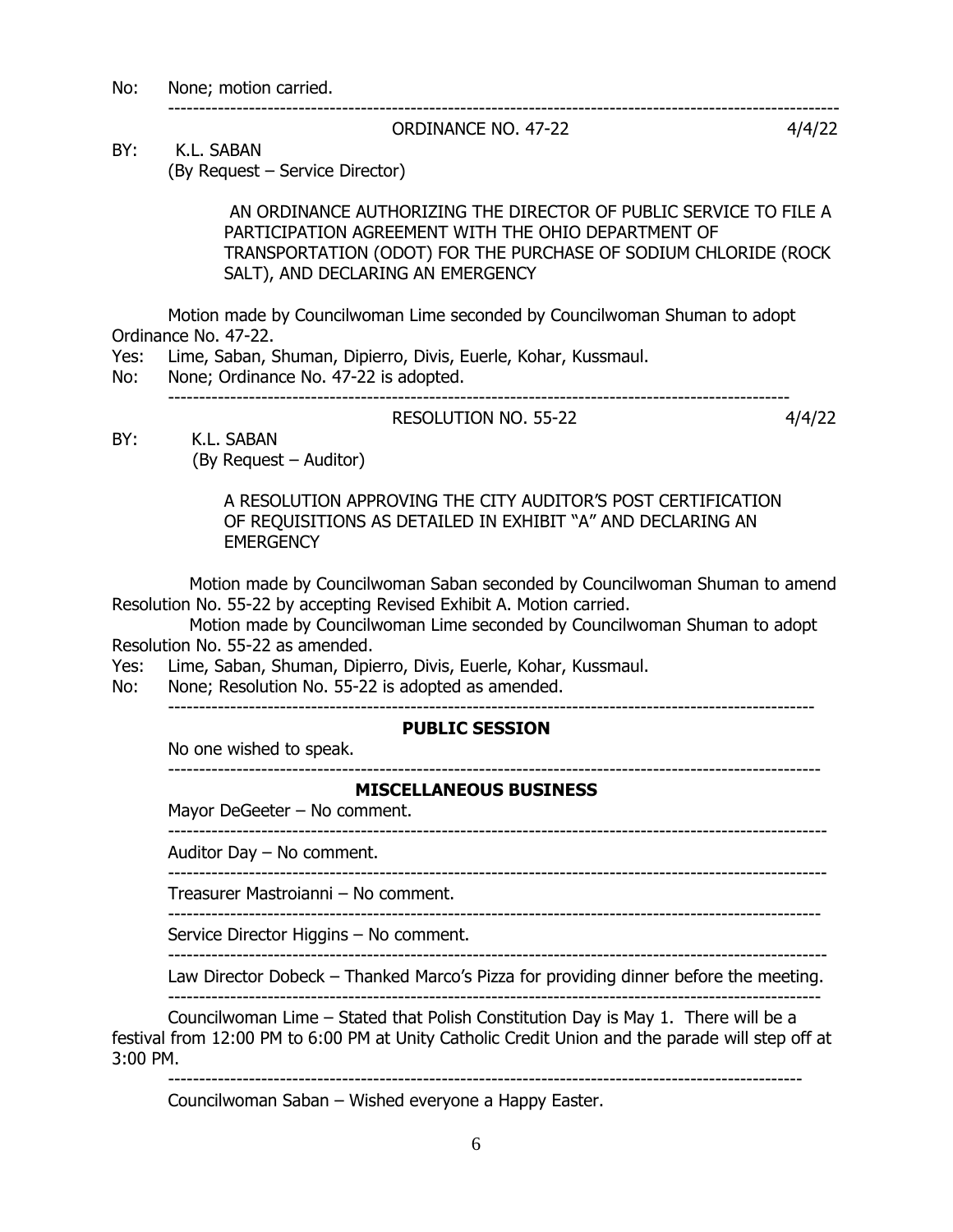No: None; motion carried.

---

ORDINANCE NO. 47-22 4/4/22

BY: K.L. SABAN
(By Request – Service Director)

AN ORDINANCE AUTHORIZING THE DIRECTOR OF PUBLIC SERVICE TO FILE A PARTICIPATION AGREEMENT WITH THE OHIO DEPARTMENT OF TRANSPORTATION (ODOT) FOR THE PURCHASE OF SODIUM CHLORIDE (ROCK SALT), AND DECLARING AN EMERGENCY

Motion made by Councilwoman Lime seconded by Councilwoman Shuman to adopt Ordinance No. 47-22.

Yes: Lime, Saban, Shuman, Dipierro, Divis, Euerle, Kohar, Kussmaul.
No: None; Ordinance No. 47-22 is adopted.

---

RESOLUTION NO. 55-22 4/4/22

BY: K.L. SABAN
(By Request – Auditor)

A RESOLUTION APPROVING THE CITY AUDITOR'S POST CERTIFICATION OF REQUISITIONS AS DETAILED IN EXHIBIT "A" AND DECLARING AN EMERGENCY

Motion made by Councilwoman Saban seconded by Councilwoman Shuman to amend Resolution No. 55-22 by accepting Revised Exhibit A. Motion carried.

Motion made by Councilwoman Lime seconded by Councilwoman Shuman to adopt Resolution No. 55-22 as amended.

Yes: Lime, Saban, Shuman, Dipierro, Divis, Euerle, Kohar, Kussmaul.
No: None; Resolution No. 55-22 is adopted as amended.

---

**PUBLIC SESSION**

No one wished to speak.

---

**MISCELLANEOUS BUSINESS**

Mayor DeGeeter – No comment.

---

Auditor Day – No comment.

---

Treasurer Mastroianni – No comment.

---

Service Director Higgins – No comment.

---

Law Director Dobeck – Thanked Marco's Pizza for providing dinner before the meeting.

---

Councilwoman Lime – Stated that Polish Constitution Day is May 1. There will be a festival from 12:00 PM to 6:00 PM at Unity Catholic Credit Union and the parade will step off at 3:00 PM.

---

Councilwoman Saban – Wished everyone a Happy Easter.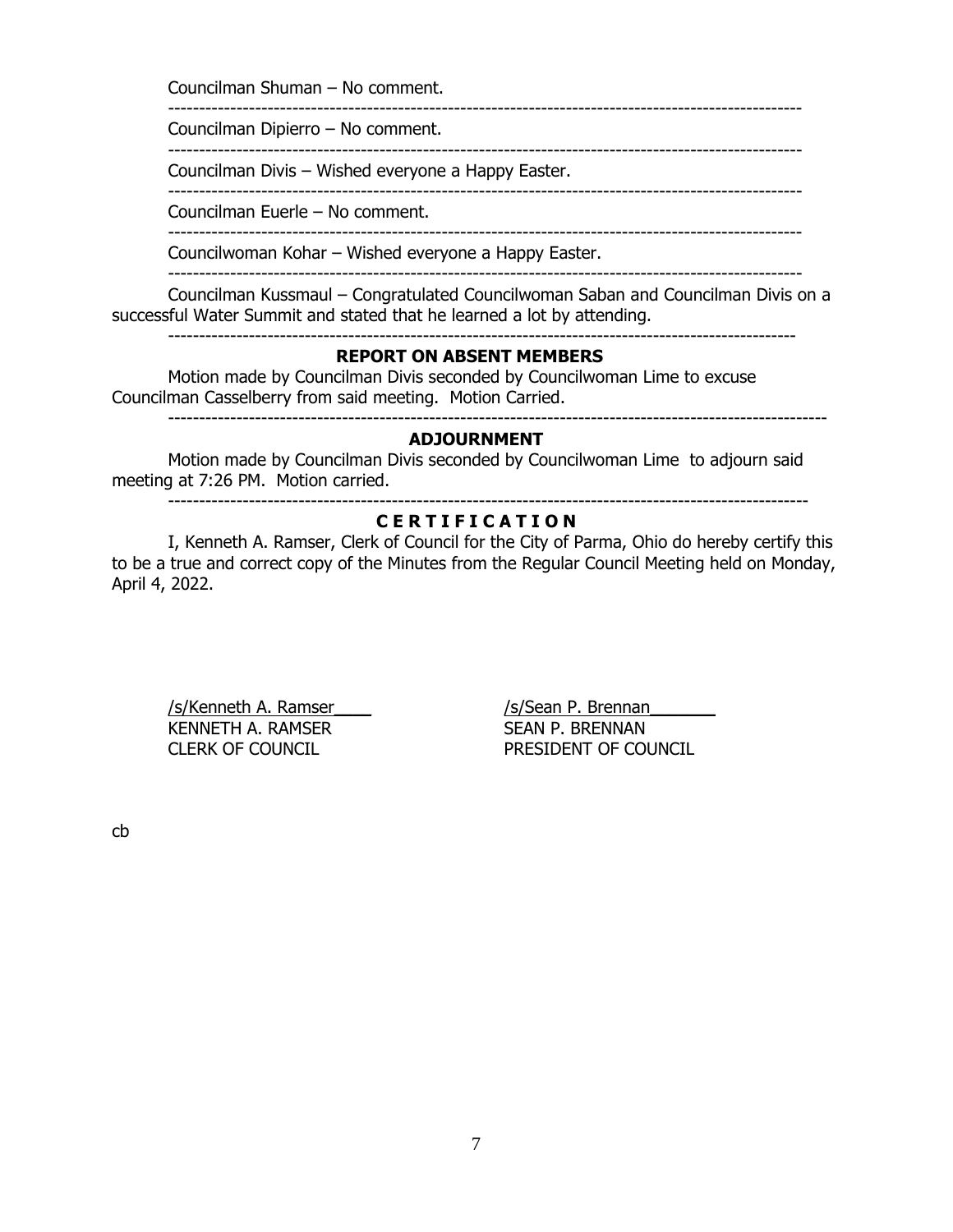Councilman Shuman – No comment.

---

Councilman Dipierro – No comment.

---

Councilman Divis – Wished everyone a Happy Easter.

---

Councilman Euerle – No comment.

---

Councilwoman Kohar – Wished everyone a Happy Easter.

---

Councilman Kussmaul – Congratulated Councilwoman Saban and Councilman Divis on a successful Water Summit and stated that he learned a lot by attending.

---

**REPORT ON ABSENT MEMBERS**

Motion made by Councilman Divis seconded by Councilwoman Lime to excuse Councilman Casselberry from said meeting. Motion Carried.

---

**ADJOURNMENT**

Motion made by Councilman Divis seconded by Councilwoman Lime to adjourn said meeting at 7:26 PM. Motion carried.

---

**C E R T I F I C A T I O N**

I, Kenneth A. Ramser, Clerk of Council for the City of Parma, Ohio do hereby certify this to be a true and correct copy of the Minutes from the Regular Council Meeting held on Monday, April 4, 2022.

/s/Kenneth A. Ramser
KENNETH A. RAMSER
CLERK OF COUNCIL

/s/Sean P. Brennan
SEAN P. BRENNAN
PRESIDENT OF COUNCIL

cb